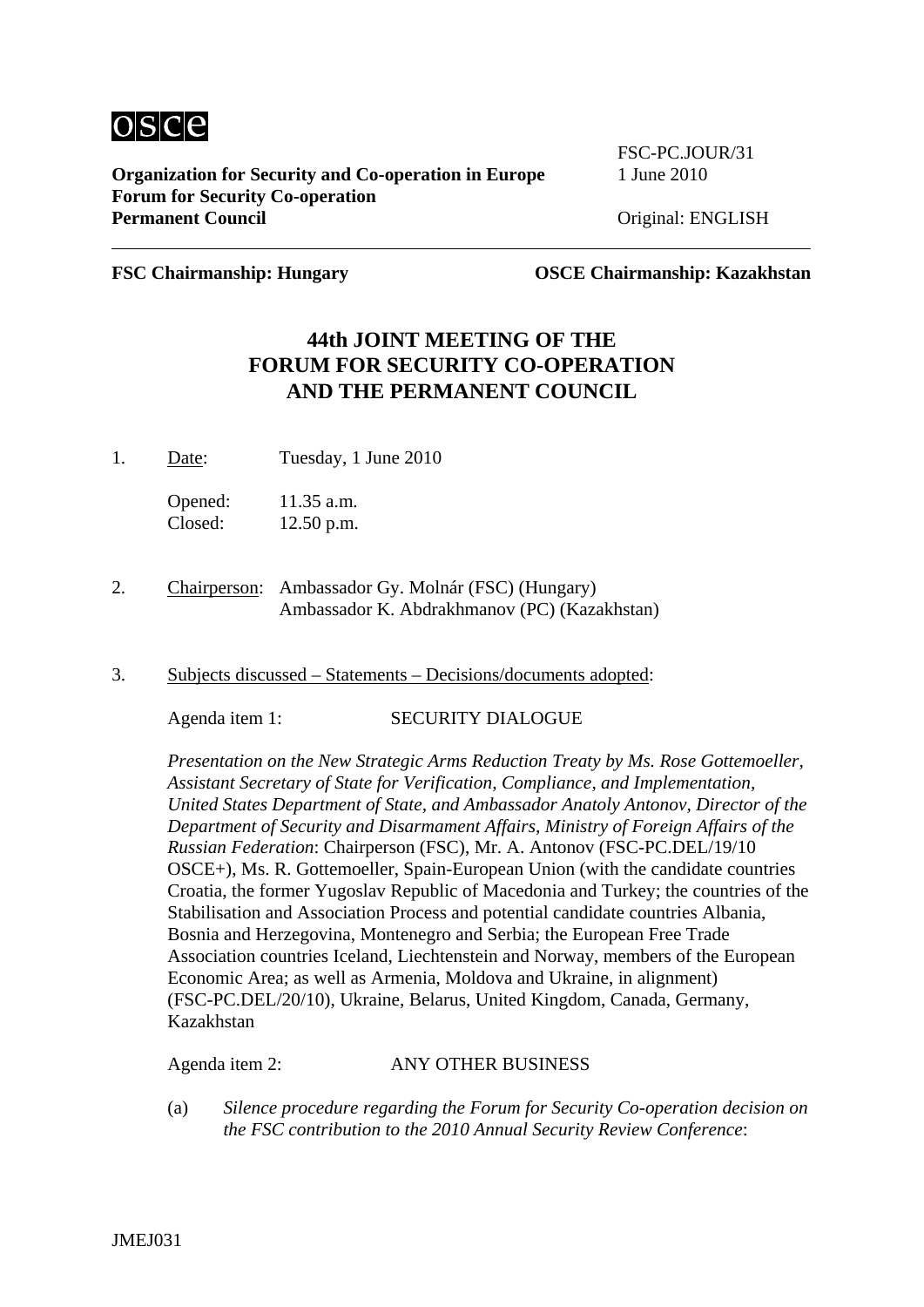osce

**Organization for Security and Co-operation in Europe**
**Forum for Security Co-operation**
**Permanent Council**

FSC-PC.JOUR/31
1 June 2010

Original: ENGLISH

**FSC Chairmanship: Hungary** **OSCE Chairmanship: Kazakhstan**

# 44th JOINT MEETING OF THE FORUM FOR SECURITY CO-OPERATION AND THE PERMANENT COUNCIL

1. Date: Tuesday, 1 June 2010

   Opened: 11.35 a.m.
   Closed: 12.50 p.m.

2. Chairperson: Ambassador Gy. Molnár (FSC) (Hungary)
   Ambassador K. Abdrakhmanov (PC) (Kazakhstan)

3. Subjects discussed – Statements – Decisions/documents adopted:

   Agenda item 1: SECURITY DIALOGUE

   *Presentation on the New Strategic Arms Reduction Treaty by Ms. Rose Gottemoeller, Assistant Secretary of State for Verification, Compliance, and Implementation, United States Department of State, and Ambassador Anatoly Antonov, Director of the Department of Security and Disarmament Affairs, Ministry of Foreign Affairs of the Russian Federation*: Chairperson (FSC), Mr. A. Antonov (FSC-PC.DEL/19/10 OSCE+), Ms. R. Gottemoeller, Spain-European Union (with the candidate countries Croatia, the former Yugoslav Republic of Macedonia and Turkey; the countries of the Stabilisation and Association Process and potential candidate countries Albania, Bosnia and Herzegovina, Montenegro and Serbia; the European Free Trade Association countries Iceland, Liechtenstein and Norway, members of the European Economic Area; as well as Armenia, Moldova and Ukraine, in alignment) (FSC-PC.DEL/20/10), Ukraine, Belarus, United Kingdom, Canada, Germany, Kazakhstan

   Agenda item 2: ANY OTHER BUSINESS

   (a) *Silence procedure regarding the Forum for Security Co-operation decision on the FSC contribution to the 2010 Annual Security Review Conference*:

JMEJ031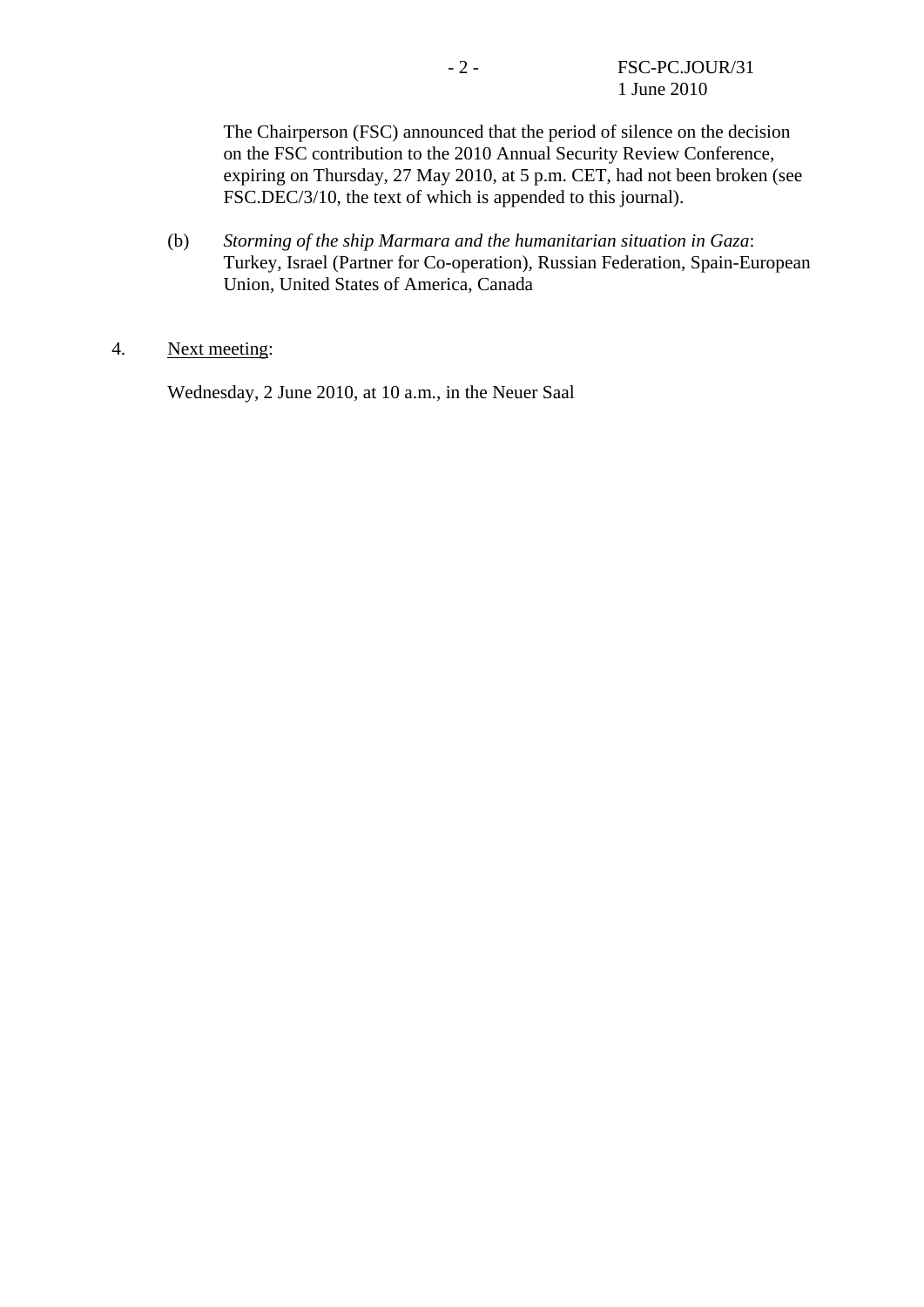The Chairperson (FSC) announced that the period of silence on the decision on the FSC contribution to the 2010 Annual Security Review Conference, expiring on Thursday, 27 May 2010, at 5 p.m. CET, had not been broken (see FSC.DEC/3/10, the text of which is appended to this journal).

(b) *Storming of the ship Marmara and the humanitarian situation in Gaza*: Turkey, Israel (Partner for Co-operation), Russian Federation, Spain-European Union, United States of America, Canada

4. Next meeting:

Wednesday, 2 June 2010, at 10 a.m., in the Neuer Saal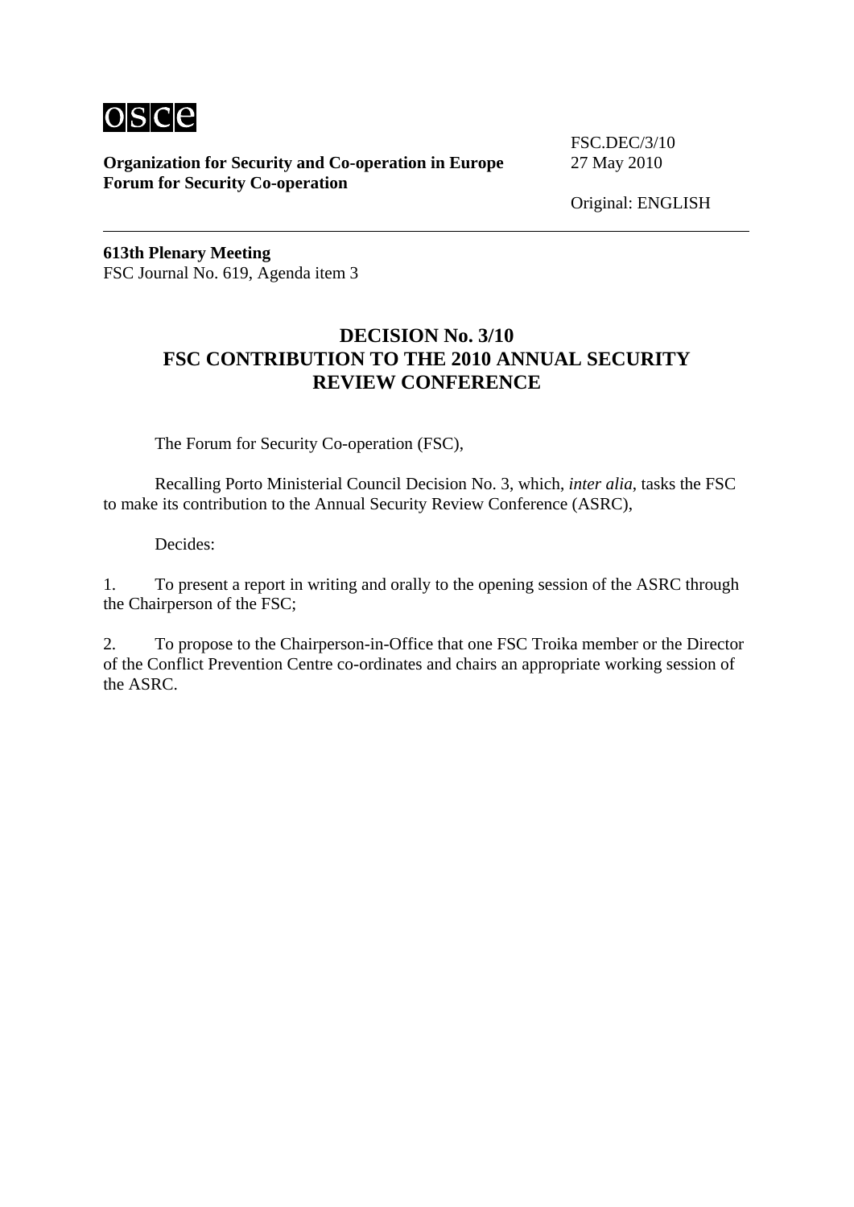**Organization for Security and Co-operation in Europe**
**Forum for Security Co-operation**

FSC.DEC/3/10
27 May 2010

Original: ENGLISH

**613th Plenary Meeting**
FSC Journal No. 619, Agenda item 3

## DECISION No. 3/10
## FSC CONTRIBUTION TO THE 2010 ANNUAL SECURITY REVIEW CONFERENCE

The Forum for Security Co-operation (FSC),

Recalling Porto Ministerial Council Decision No. 3, which, *inter alia*, tasks the FSC to make its contribution to the Annual Security Review Conference (ASRC),

Decides:

1. To present a report in writing and orally to the opening session of the ASRC through the Chairperson of the FSC;

2. To propose to the Chairperson-in-Office that one FSC Troika member or the Director of the Conflict Prevention Centre co-ordinates and chairs an appropriate working session of the ASRC.